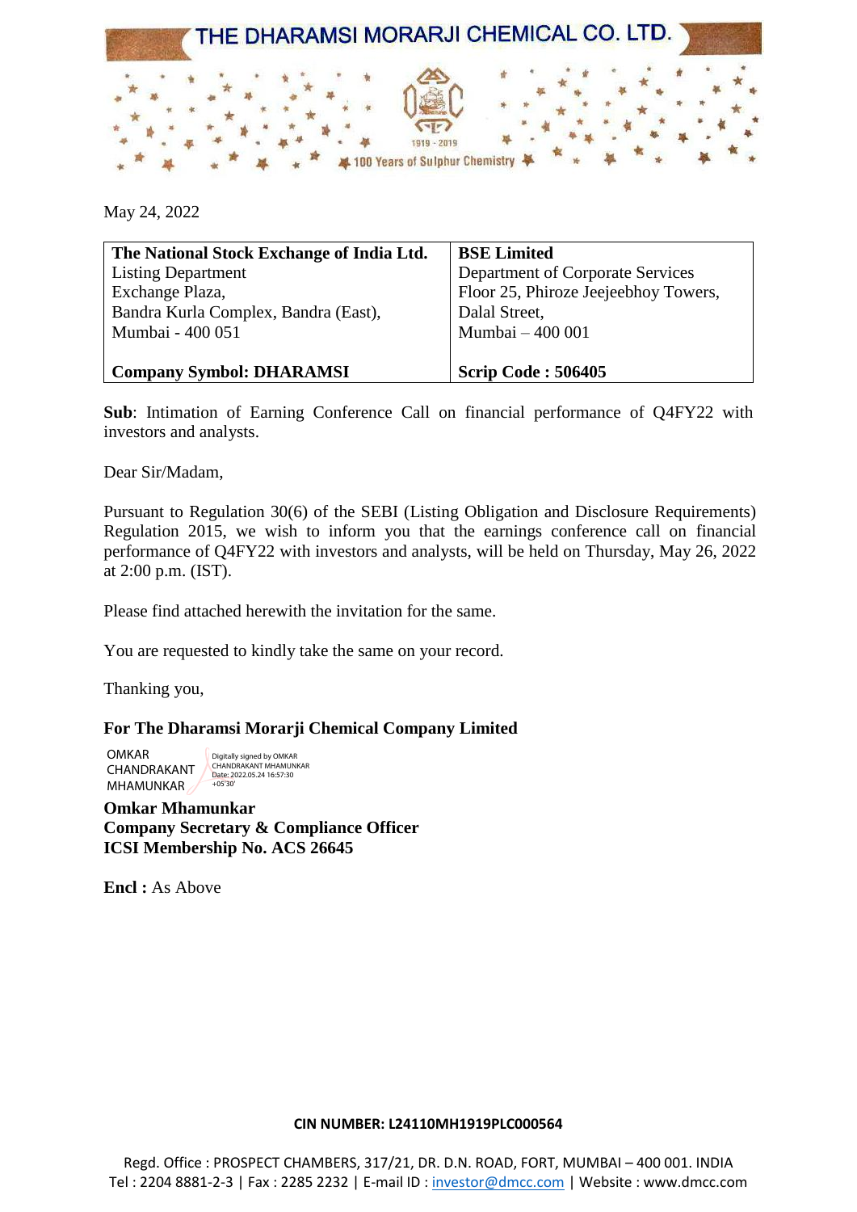# THE DHARAMSI MORARJI CHEMICAL CO. LTD.

1919 - 2019

100 Years of Sulphur Chemistry

May 24, 2022

| **The National Stock Exchange of India Ltd.** | **BSE Limited** |
|---|---|
| Listing Department<br>Exchange Plaza,<br>Bandra Kurla Complex, Bandra (East),<br>Mumbai - 400 051 | Department of Corporate Services<br>Floor 25, Phiroze Jeejeebhoy Towers,<br>Dalal Street,<br>Mumbai – 400 001 |
| **Company Symbol: DHARAMSI** | **Scrip Code : 506405** |

**Sub**: Intimation of Earning Conference Call on financial performance of Q4FY22 with investors and analysts.

Dear Sir/Madam,

Pursuant to Regulation 30(6) of the SEBI (Listing Obligation and Disclosure Requirements) Regulation 2015, we wish to inform you that the earnings conference call on financial performance of Q4FY22 with investors and analysts, will be held on Thursday, May 26, 2022 at 2:00 p.m. (IST).

Please find attached herewith the invitation for the same.

You are requested to kindly take the same on your record.

Thanking you,

**For The Dharamsi Morarji Chemical Company Limited**

OMKAR CHANDRAKANT MHAMUNKAR

Digitally signed by OMKAR CHANDRAKANT MHAMUNKAR
Date: 2022.05.24 16:57:30 +05'30'

**Omkar Mhamunkar**
**Company Secretary & Compliance Officer**
**ICSI Membership No. ACS 26645**

**Encl :** As Above

**CIN NUMBER: L24110MH1919PLC000564**

Regd. Office : PROSPECT CHAMBERS, 317/21, DR. D.N. ROAD, FORT, MUMBAI – 400 001. INDIA
Tel : 2204 8881-2-3 | Fax : 2285 2232 | E-mail ID : investor@dmcc.com | Website : www.dmcc.com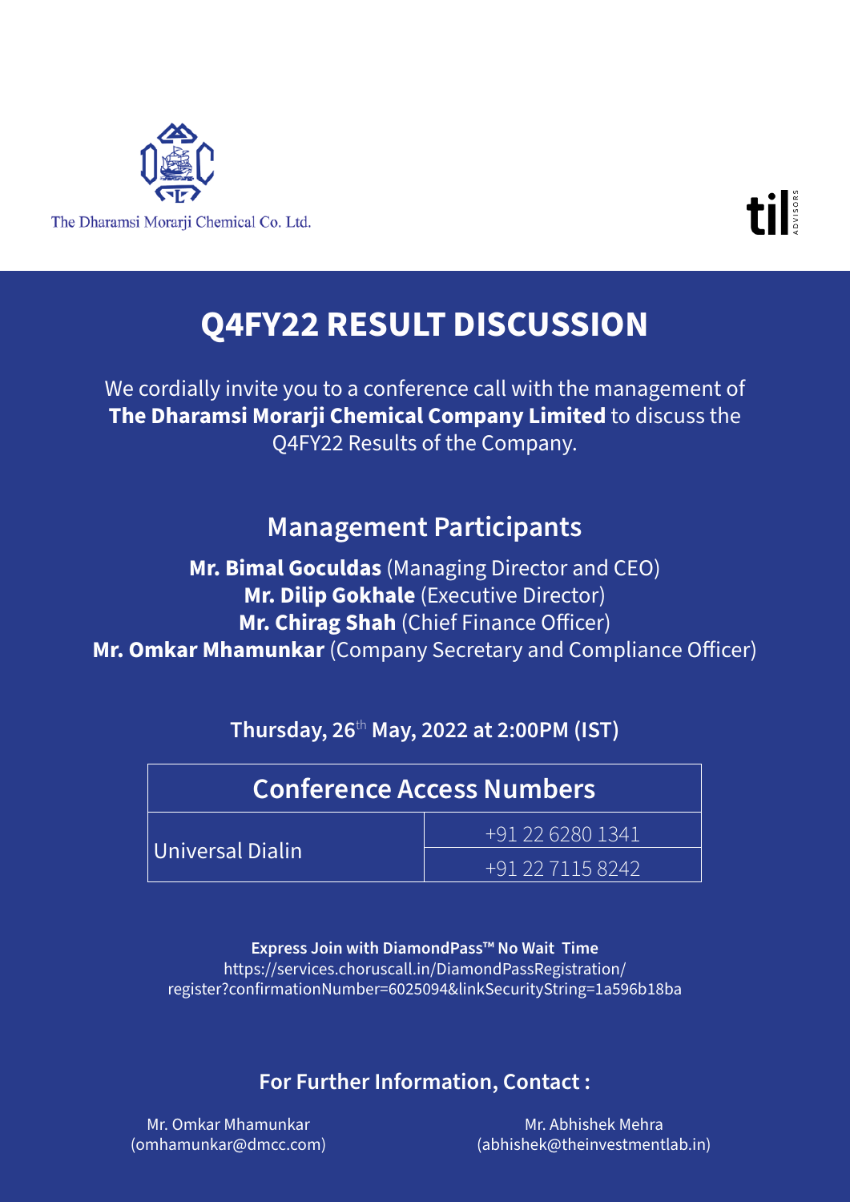The Dharamsi Morarji Chemical Co. Ltd.

til ADVISORS

# Q4FY22 RESULT DISCUSSION

We cordially invite you to a conference call with the management of **The Dharamsi Morarji Chemical Company Limited** to discuss the Q4FY22 Results of the Company.

## Management Participants

**Mr. Bimal Goculdas** (Managing Director and CEO)
**Mr. Dilip Gokhale** (Executive Director)
**Mr. Chirag Shah** (Chief Finance Officer)
**Mr. Omkar Mhamunkar** (Company Secretary and Compliance Officer)

**Thursday, 26th May, 2022 at 2:00PM (IST)**

| Conference Access Numbers | |
|---|---|
| Universal Dialin | +91 22 6280 1341 |
| | +91 22 7115 8242 |

**Express Join with DiamondPass™ No Wait Time**
https://services.choruscall.in/DiamondPassRegistration/register?confirmationNumber=6025094&linkSecurityString=1a596b18ba

## For Further Information, Contact :

Mr. Omkar Mhamunkar
(omhamunkar@dmcc.com)

Mr. Abhishek Mehra
(abhishek@theinvestmentlab.in)